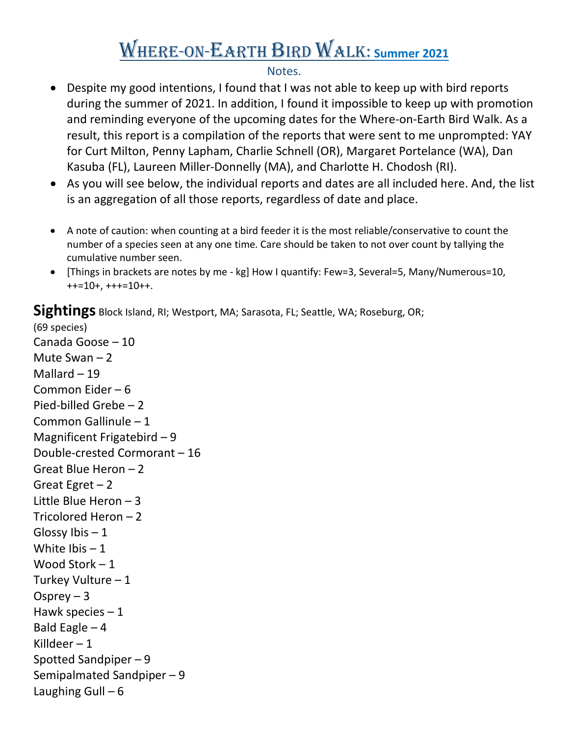# Where-on-Earth Bird Walk: Summer 2021

Notes.

- Despite my good intentions, I found that I was not able to keep up with bird reports during the summer of 2021. In addition, I found it impossible to keep up with promotion and reminding everyone of the upcoming dates for the Where-on-Earth Bird Walk. As a result, this report is a compilation of the reports that were sent to me unprompted: YAY for Curt Milton, Penny Lapham, Charlie Schnell (OR), Margaret Portelance (WA), Dan Kasuba (FL), Laureen Miller-Donnelly (MA), and Charlotte H. Chodosh (RI).
- As you will see below, the individual reports and dates are all included here. And, the list is an aggregation of all those reports, regardless of date and place.

- A note of caution: when counting at a bird feeder it is the most reliable/conservative to count the number of a species seen at any one time. Care should be taken to not over count by tallying the cumulative number seen.
- [Things in brackets are notes by me - kg] How I quantify: Few=3, Several=5, Many/Numerous=10, ++=10+, +++=10++.

## Sightings

Block Island, RI; Westport, MA; Sarasota, FL; Seattle, WA; Roseburg, OR;
(69 species)

Canada Goose – 10
Mute Swan – 2
Mallard – 19
Common Eider – 6
Pied-billed Grebe – 2
Common Gallinule – 1
Magnificent Frigatebird – 9
Double-crested Cormorant – 16
Great Blue Heron – 2
Great Egret – 2
Little Blue Heron – 3
Tricolored Heron – 2
Glossy Ibis – 1
White Ibis – 1
Wood Stork – 1
Turkey Vulture – 1
Osprey – 3
Hawk species – 1
Bald Eagle – 4
Killdeer – 1
Spotted Sandpiper – 9
Semipalmated Sandpiper – 9
Laughing Gull – 6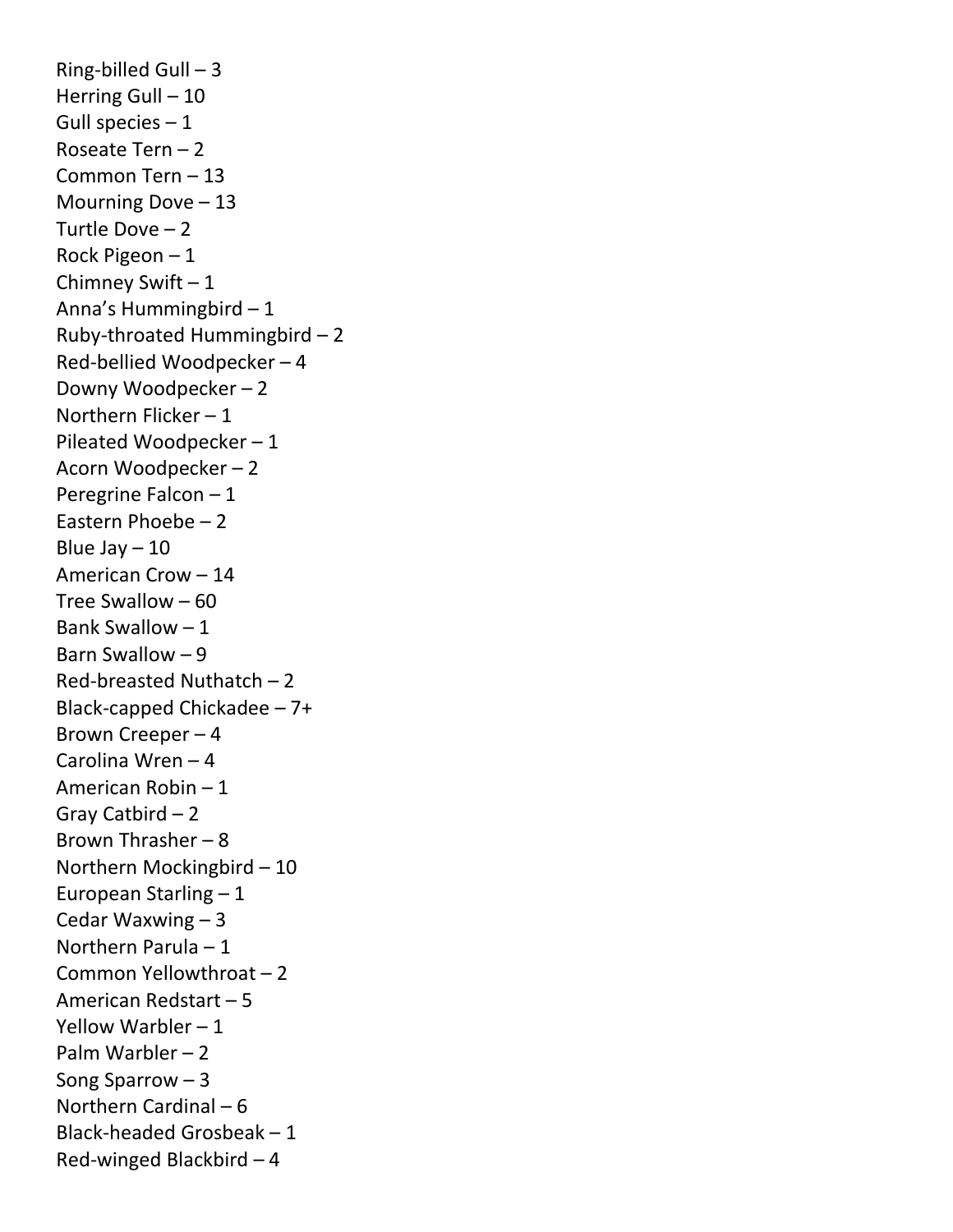Ring-billed Gull – 3
Herring Gull – 10
Gull species – 1
Roseate Tern – 2
Common Tern – 13
Mourning Dove – 13
Turtle Dove – 2
Rock Pigeon – 1
Chimney Swift – 1
Anna’s Hummingbird – 1
Ruby-throated Hummingbird – 2
Red-bellied Woodpecker – 4
Downy Woodpecker – 2
Northern Flicker – 1
Pileated Woodpecker – 1
Acorn Woodpecker – 2
Peregrine Falcon – 1
Eastern Phoebe – 2
Blue Jay – 10
American Crow – 14
Tree Swallow – 60
Bank Swallow – 1
Barn Swallow – 9
Red-breasted Nuthatch – 2
Black-capped Chickadee – 7+
Brown Creeper – 4
Carolina Wren – 4
American Robin – 1
Gray Catbird – 2
Brown Thrasher – 8
Northern Mockingbird – 10
European Starling – 1
Cedar Waxwing – 3
Northern Parula – 1
Common Yellowthroat – 2
American Redstart – 5
Yellow Warbler – 1
Palm Warbler – 2
Song Sparrow – 3
Northern Cardinal – 6
Black-headed Grosbeak – 1
Red-winged Blackbird – 4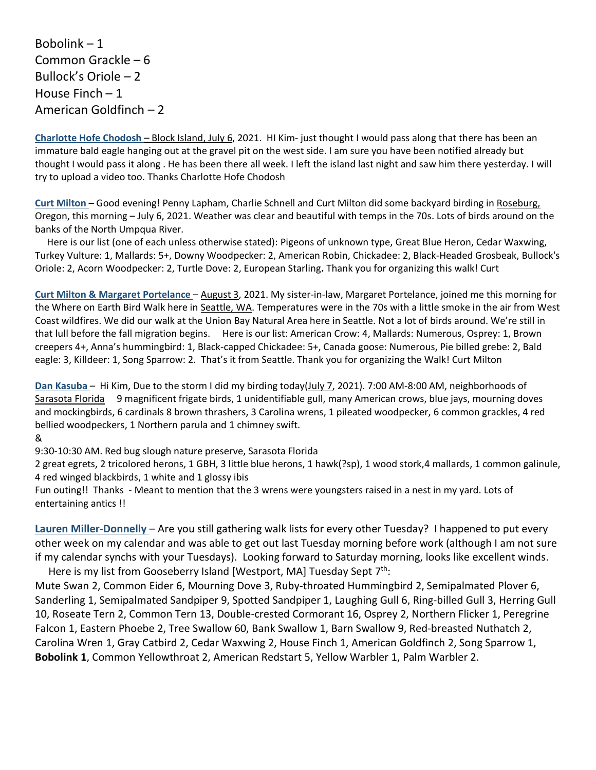Bobolink – 1
Common Grackle – 6
Bullock's Oriole – 2
House Finch – 1
American Goldfinch – 2

**Charlotte Hofe Chodosh** – Block Island, July 6, 2021. HI Kim- just thought I would pass along that there has been an immature bald eagle hanging out at the gravel pit on the west side. I am sure you have been notified already but thought I would pass it along . He has been there all week. I left the island last night and saw him there yesterday. I will try to upload a video too. Thanks Charlotte Hofe Chodosh

**Curt Milton** – Good evening! Penny Lapham, Charlie Schnell and Curt Milton did some backyard birding in Roseburg, Oregon, this morning – July 6, 2021. Weather was clear and beautiful with temps in the 70s. Lots of birds around on the banks of the North Umpqua River.

Here is our list (one of each unless otherwise stated): Pigeons of unknown type, Great Blue Heron, Cedar Waxwing, Turkey Vulture: 1, Mallards: 5+, Downy Woodpecker: 2, American Robin, Chickadee: 2, Black-Headed Grosbeak, Bullock's Oriole: 2, Acorn Woodpecker: 2, Turtle Dove: 2, European Starling**.** Thank you for organizing this walk! Curt

**Curt Milton & Margaret Portelance** – August 3, 2021. My sister-in-law, Margaret Portelance, joined me this morning for the Where on Earth Bird Walk here in Seattle, WA. Temperatures were in the 70s with a little smoke in the air from West Coast wildfires. We did our walk at the Union Bay Natural Area here in Seattle. Not a lot of birds around. We're still in that lull before the fall migration begins. Here is our list: American Crow: 4, Mallards: Numerous, Osprey: 1, Brown creepers 4+, Anna's hummingbird: 1, Black-capped Chickadee: 5+, Canada goose: Numerous, Pie billed grebe: 2, Bald eagle: 3, Killdeer: 1, Song Sparrow: 2. That's it from Seattle. Thank you for organizing the Walk! Curt Milton

**Dan Kasuba** – Hi Kim, Due to the storm I did my birding today(July 7, 2021). 7:00 AM-8:00 AM, neighborhoods of Sarasota Florida 9 magnificent frigate birds, 1 unidentifiable gull, many American crows, blue jays, mourning doves and mockingbirds, 6 cardinals 8 brown thrashers, 3 Carolina wrens, 1 pileated woodpecker, 6 common grackles, 4 red bellied woodpeckers, 1 Northern parula and 1 chimney swift.
&
9:30-10:30 AM. Red bug slough nature preserve, Sarasota Florida
2 great egrets, 2 tricolored herons, 1 GBH, 3 little blue herons, 1 hawk(?sp), 1 wood stork,4 mallards, 1 common galinule, 4 red winged blackbirds, 1 white and 1 glossy ibis
Fun outing!! Thanks - Meant to mention that the 3 wrens were youngsters raised in a nest in my yard. Lots of entertaining antics !!

**Lauren Miller-Donnelly** – Are you still gathering walk lists for every other Tuesday? I happened to put every other week on my calendar and was able to get out last Tuesday morning before work (although I am not sure if my calendar synchs with your Tuesdays). Looking forward to Saturday morning, looks like excellent winds.

Here is my list from Gooseberry Island [Westport, MA] Tuesday Sept 7th:
Mute Swan 2, Common Eider 6, Mourning Dove 3, Ruby-throated Hummingbird 2, Semipalmated Plover 6, Sanderling 1, Semipalmated Sandpiper 9, Spotted Sandpiper 1, Laughing Gull 6, Ring-billed Gull 3, Herring Gull 10, Roseate Tern 2, Common Tern 13, Double-crested Cormorant 16, Osprey 2, Northern Flicker 1, Peregrine Falcon 1, Eastern Phoebe 2, Tree Swallow 60, Bank Swallow 1, Barn Swallow 9, Red-breasted Nuthatch 2, Carolina Wren 1, Gray Catbird 2, Cedar Waxwing 2, House Finch 1, American Goldfinch 2, Song Sparrow 1, **Bobolink 1**, Common Yellowthroat 2, American Redstart 5, Yellow Warbler 1, Palm Warbler 2.